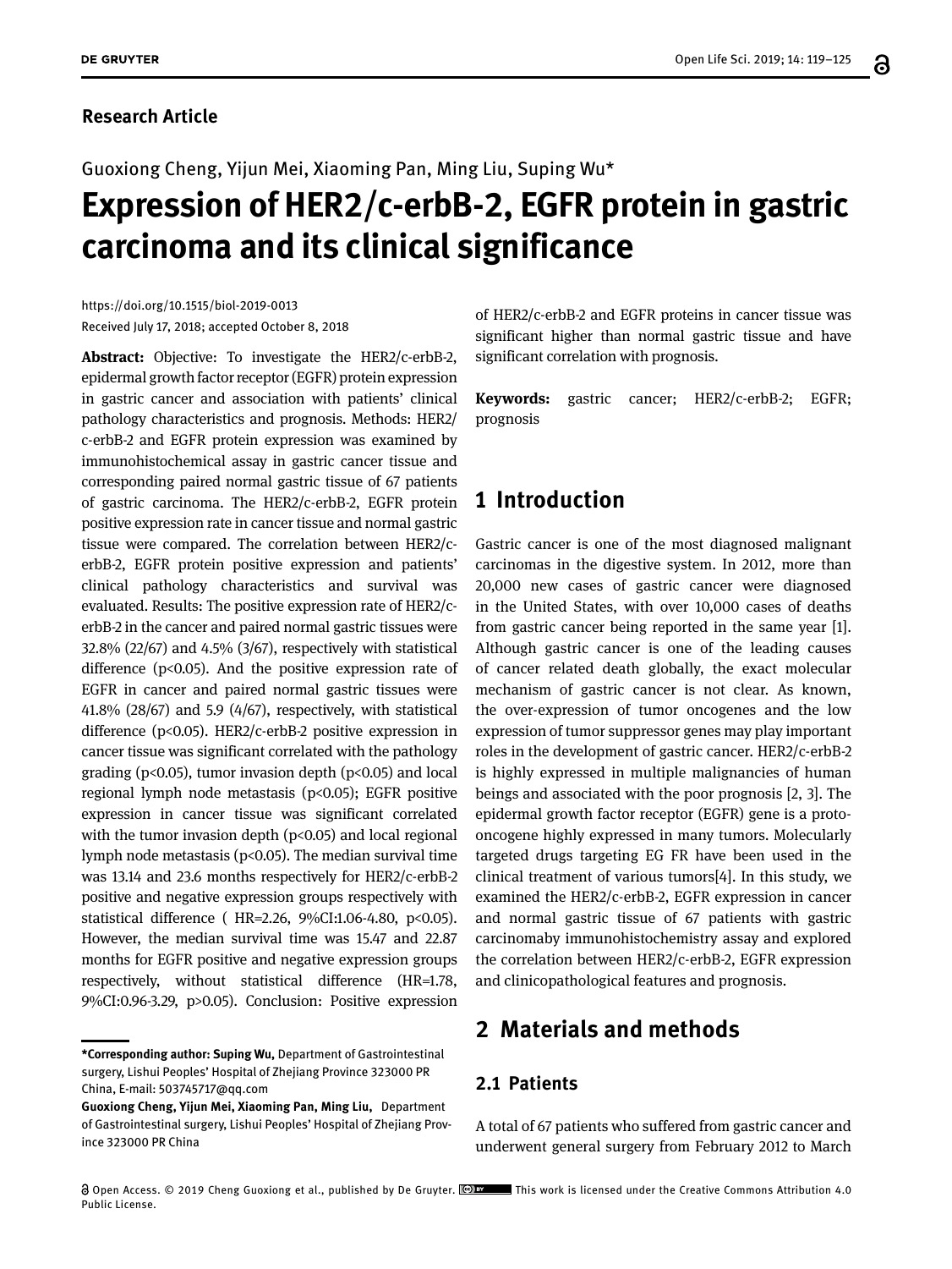**Research Article**

Guoxiong Cheng, Yijun Mei, Xiaoming Pan, Ming Liu, Suping Wu*

# Expression of HER2/c-erbB-2, EGFR protein in gastric carcinoma and its clinical significance

https://doi.org/10.1515/biol-2019-0013
Received July 17, 2018; accepted October 8, 2018

**Abstract:** Objective: To investigate the HER2/c-erbB-2, epidermal growth factor receptor (EGFR) protein expression in gastric cancer and association with patients' clinical pathology characteristics and prognosis. Methods: HER2/c-erbB-2 and EGFR protein expression was examined by immunohistochemical assay in gastric cancer tissue and corresponding paired normal gastric tissue of 67 patients of gastric carcinoma. The HER2/c-erbB-2, EGFR protein positive expression rate in cancer tissue and normal gastric tissue were compared. The correlation between HER2/c-erbB-2, EGFR protein positive expression and patients' clinical pathology characteristics and survival was evaluated. Results: The positive expression rate of HER2/c-erbB-2 in the cancer and paired normal gastric tissues were 32.8% (22/67) and 4.5% (3/67), respectively with statistical difference ($p<0.05$). And the positive expression rate of EGFR in cancer and paired normal gastric tissues were 41.8% (28/67) and 5.9 (4/67), respectively, with statistical difference ($p<0.05$). HER2/c-erbB-2 positive expression in cancer tissue was significant correlated with the pathology grading ($p<0.05$), tumor invasion depth ($p<0.05$) and local regional lymph node metastasis ($p<0.05$); EGFR positive expression in cancer tissue was significant correlated with the tumor invasion depth ($p<0.05$) and local regional lymph node metastasis ($p<0.05$). The median survival time was 13.14 and 23.6 months respectively for HER2/c-erbB-2 positive and negative expression groups respectively with statistical difference ( HR=2.26, 9%CI:1.06-4.80, $p<0.05$). However, the median survival time was 15.47 and 22.87 months for EGFR positive and negative expression groups respectively, without statistical difference (HR=1.78, 9%CI:0.96-3.29, $p>0.05$). Conclusion: Positive expression of HER2/c-erbB-2 and EGFR proteins in cancer tissue was significant higher than normal gastric tissue and have significant correlation with prognosis.

**Keywords:** gastric cancer; HER2/c-erbB-2; EGFR; prognosis

## 1 Introduction

Gastric cancer is one of the most diagnosed malignant carcinomas in the digestive system. In 2012, more than 20,000 new cases of gastric cancer were diagnosed in the United States, with over 10,000 cases of deaths from gastric cancer being reported in the same year [1]. Although gastric cancer is one of the leading causes of cancer related death globally, the exact molecular mechanism of gastric cancer is not clear. As known, the over-expression of tumor oncogenes and the low expression of tumor suppressor genes may play important roles in the development of gastric cancer. HER2/c-erbB-2 is highly expressed in multiple malignancies of human beings and associated with the poor prognosis [2, 3]. The epidermal growth factor receptor (EGFR) gene is a proto-oncogene highly expressed in many tumors. Molecularly targeted drugs targeting EG FR have been used in the clinical treatment of various tumors[4]. In this study, we examined the HER2/c-erbB-2, EGFR expression in cancer and normal gastric tissue of 67 patients with gastric carcinomaby immunohistochemistry assay and explored the correlation between HER2/c-erbB-2, EGFR expression and clinicopathological features and prognosis.

## 2 Materials and methods

### 2.1 Patients

A total of 67 patients who suffered from gastric cancer and underwent general surgery from February 2012 to March

---

***Corresponding author: Suping Wu,** Department of Gastrointestinal surgery, Lishui Peoples' Hospital of Zhejiang Province 323000 PR China, E-mail: 503745717@qq.com

**Guoxiong Cheng, Yijun Mei, Xiaoming Pan, Ming Liu,** Department of Gastrointestinal surgery, Lishui Peoples' Hospital of Zhejiang Province 323000 PR China

Open Access. © 2019 Cheng Guoxiong et al., published by De Gruyter. This work is licensed under the Creative Commons Attribution 4.0 Public License.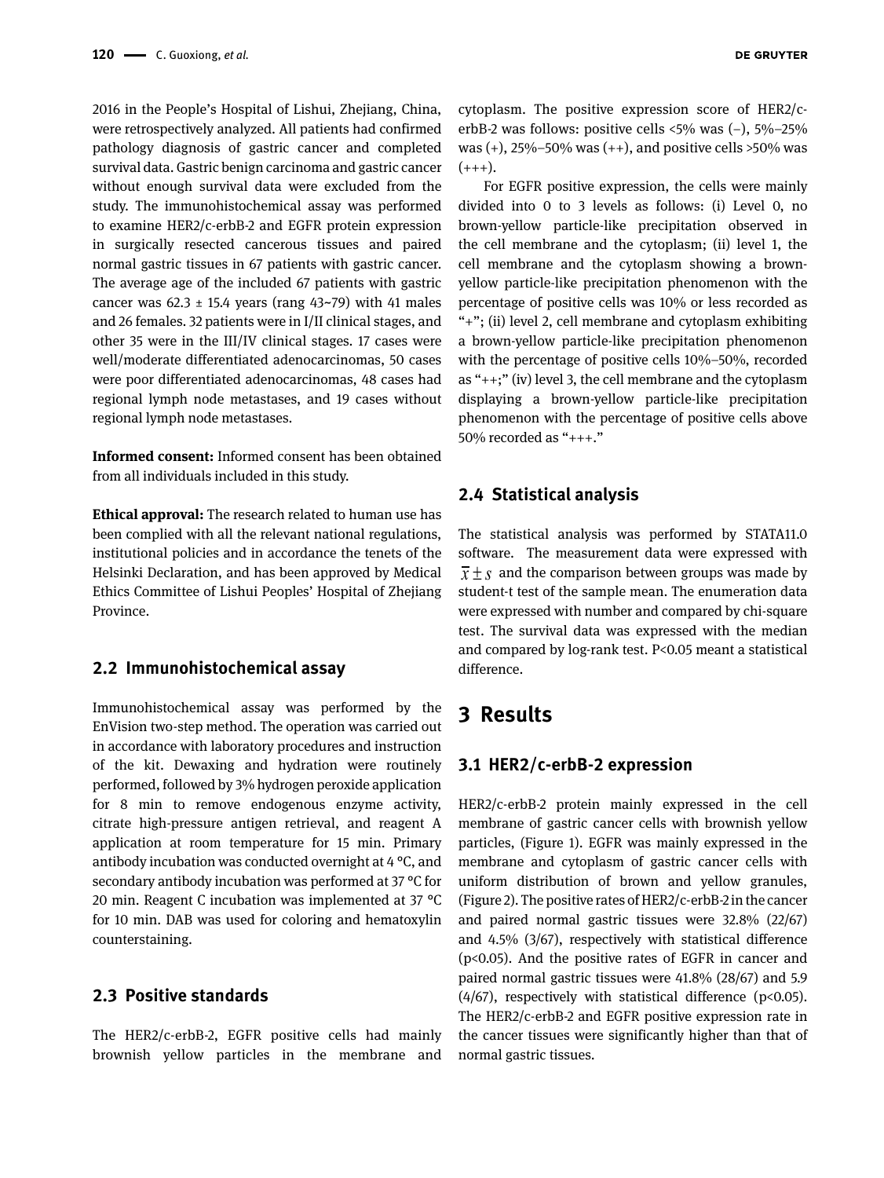2016 in the People's Hospital of Lishui, Zhejiang, China, were retrospectively analyzed. All patients had confirmed pathology diagnosis of gastric cancer and completed survival data. Gastric benign carcinoma and gastric cancer without enough survival data were excluded from the study. The immunohistochemical assay was performed to examine HER2/c-erbB-2 and EGFR protein expression in surgically resected cancerous tissues and paired normal gastric tissues in 67 patients with gastric cancer. The average age of the included 67 patients with gastric cancer was 62.3 ± 15.4 years (rang 43~79) with 41 males and 26 females. 32 patients were in I/II clinical stages, and other 35 were in the III/IV clinical stages. 17 cases were well/moderate differentiated adenocarcinomas, 50 cases were poor differentiated adenocarcinomas, 48 cases had regional lymph node metastases, and 19 cases without regional lymph node metastases.

**Informed consent:** Informed consent has been obtained from all individuals included in this study.

**Ethical approval:** The research related to human use has been complied with all the relevant national regulations, institutional policies and in accordance the tenets of the Helsinki Declaration, and has been approved by Medical Ethics Committee of Lishui Peoples' Hospital of Zhejiang Province.

## 2.2 Immunohistochemical assay

Immunohistochemical assay was performed by the EnVision two-step method. The operation was carried out in accordance with laboratory procedures and instruction of the kit. Dewaxing and hydration were routinely performed, followed by 3% hydrogen peroxide application for 8 min to remove endogenous enzyme activity, citrate high-pressure antigen retrieval, and reagent A application at room temperature for 15 min. Primary antibody incubation was conducted overnight at 4 °C, and secondary antibody incubation was performed at 37 °C for 20 min. Reagent C incubation was implemented at 37 °C for 10 min. DAB was used for coloring and hematoxylin counterstaining.

## 2.3 Positive standards

The HER2/c-erbB-2, EGFR positive cells had mainly brownish yellow particles in the membrane and cytoplasm. The positive expression score of HER2/c-erbB-2 was follows: positive cells <5% was (−), 5%–25% was (+), 25%–50% was (++), and positive cells >50% was (+++).

For EGFR positive expression, the cells were mainly divided into 0 to 3 levels as follows: (i) Level 0, no brown-yellow particle-like precipitation observed in the cell membrane and the cytoplasm; (ii) level 1, the cell membrane and the cytoplasm showing a brown-yellow particle-like precipitation phenomenon with the percentage of positive cells was 10% or less recorded as "+"; (ii) level 2, cell membrane and cytoplasm exhibiting a brown-yellow particle-like precipitation phenomenon with the percentage of positive cells 10%–50%, recorded as "++;" (iv) level 3, the cell membrane and the cytoplasm displaying a brown-yellow particle-like precipitation phenomenon with the percentage of positive cells above 50% recorded as "+++."

## 2.4 Statistical analysis

The statistical analysis was performed by STATA11.0 software. The measurement data were expressed with $\overline{x} \pm s$ and the comparison between groups was made by student-t test of the sample mean. The enumeration data were expressed with number and compared by chi-square test. The survival data was expressed with the median and compared by log-rank test. $P<0.05$ meant a statistical difference.

# 3 Results

## 3.1 HER2/c-erbB-2 expression

HER2/c-erbB-2 protein mainly expressed in the cell membrane of gastric cancer cells with brownish yellow particles, (Figure 1). EGFR was mainly expressed in the membrane and cytoplasm of gastric cancer cells with uniform distribution of brown and yellow granules, (Figure 2). The positive rates of HER2/c-erbB-2 in the cancer and paired normal gastric tissues were 32.8% (22/67) and 4.5% (3/67), respectively with statistical difference ($p<0.05$). And the positive rates of EGFR in cancer and paired normal gastric tissues were 41.8% (28/67) and 5.9 (4/67), respectively with statistical difference ($p<0.05$). The HER2/c-erbB-2 and EGFR positive expression rate in the cancer tissues were significantly higher than that of normal gastric tissues.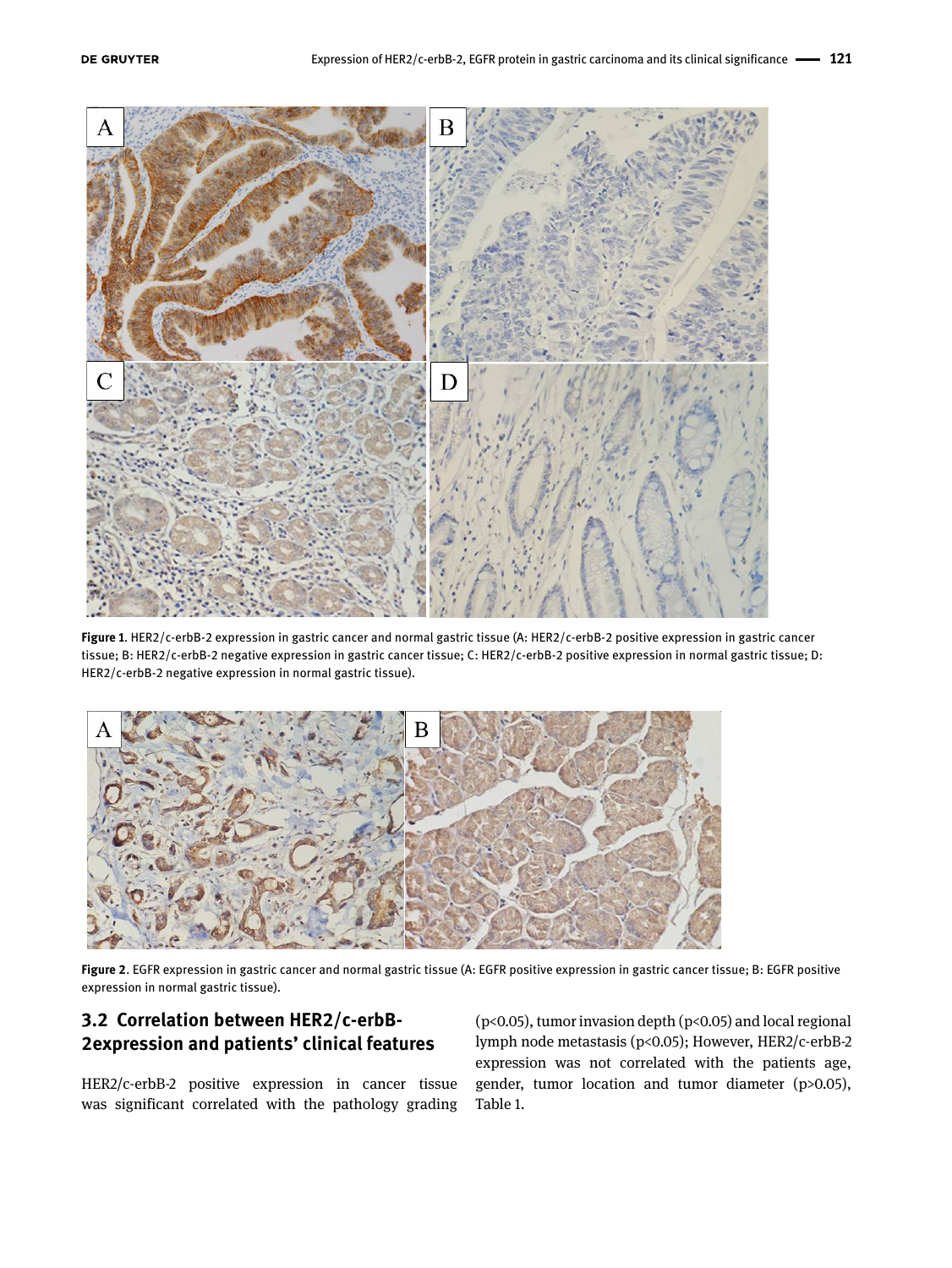Figure 1. HER2/c-erbB-2 expression in gastric cancer and normal gastric tissue (A: HER2/c-erbB-2 positive expression in gastric cancer tissue; B: HER2/c-erbB-2 negative expression in gastric cancer tissue; C: HER2/c-erbB-2 positive expression in normal gastric tissue; D: HER2/c-erbB-2 negative expression in normal gastric tissue).

Figure 2. EGFR expression in gastric cancer and normal gastric tissue (A: EGFR positive expression in gastric cancer tissue; B: EGFR positive expression in normal gastric tissue).

## 3.2 Correlation between HER2/c-erbB-2expression and patients' clinical features

HER2/c-erbB-2 positive expression in cancer tissue was significant correlated with the pathology grading ($p<0.05$), tumor invasion depth ($p<0.05$) and local regional lymph node metastasis ($p<0.05$); However, HER2/c-erbB-2 expression was not correlated with the patients age, gender, tumor location and tumor diameter ($p>0.05$), Table 1.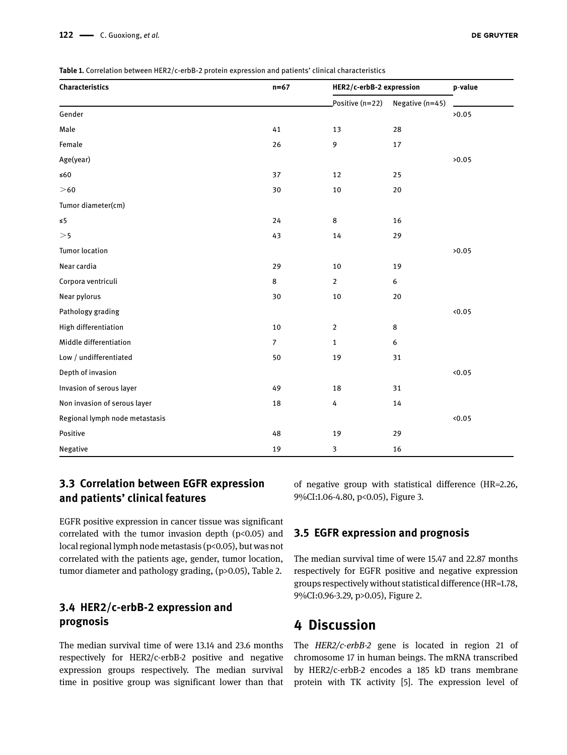**Table 1.** Correlation between HER2/c-erbB-2 protein expression and patients' clinical characteristics

| Characteristics | n=67 | HER2/c-erbB-2 expression | | p-value |
|---|---|---|---|---|
| | | Positive (n=22) | Negative (n=45) | |
| Gender | | | | >0.05 |
| Male | 41 | 13 | 28 | |
| Female | 26 | 9 | 17 | |
| Age(year) | | | | >0.05 |
| ≤60 | 37 | 12 | 25 | |
| >60 | 30 | 10 | 20 | |
| Tumor diameter(cm) | | | | |
| ≤5 | 24 | 8 | 16 | |
| >5 | 43 | 14 | 29 | |
| Tumor location | | | | >0.05 |
| Near cardia | 29 | 10 | 19 | |
| Corpora ventriculi | 8 | 2 | 6 | |
| Near pylorus | 30 | 10 | 20 | |
| Pathology grading | | | | <0.05 |
| High differentiation | 10 | 2 | 8 | |
| Middle differentiation | 7 | 1 | 6 | |
| Low / undifferentiated | 50 | 19 | 31 | |
| Depth of invasion | | | | <0.05 |
| Invasion of serous layer | 49 | 18 | 31 | |
| Non invasion of serous layer | 18 | 4 | 14 | |
| Regional lymph node metastasis | | | | <0.05 |
| Positive | 48 | 19 | 29 | |
| Negative | 19 | 3 | 16 | |

### 3.3 Correlation between EGFR expression and patients' clinical features

EGFR positive expression in cancer tissue was significant correlated with the tumor invasion depth ($p<0.05$) and local regional lymph node metastasis ($p<0.05$), but was not correlated with the patients age, gender, tumor location, tumor diameter and pathology grading, ($p>0.05$), Table 2.

### 3.4 HER2/c-erbB-2 expression and prognosis

The median survival time of were 13.14 and 23.6 months respectively for HER2/c-erbB-2 positive and negative expression groups respectively. The median survival time in positive group was significant lower than that of negative group with statistical difference (HR=2.26, 9%CI:1.06-4.80, $p<0.05$), Figure 3.

### 3.5 EGFR expression and prognosis

The median survival time of were 15.47 and 22.87 months respectively for EGFR positive and negative expression groups respectively without statistical difference (HR=1.78, 9%CI:0.96-3.29, $p>0.05$), Figure 2.

## 4 Discussion

The *HER2/c-erbB-2* gene is located in region 21 of chromosome 17 in human beings. The mRNA transcribed by HER2/c-erbB-2 encodes a 185 kD trans membrane protein with TK activity [5]. The expression level of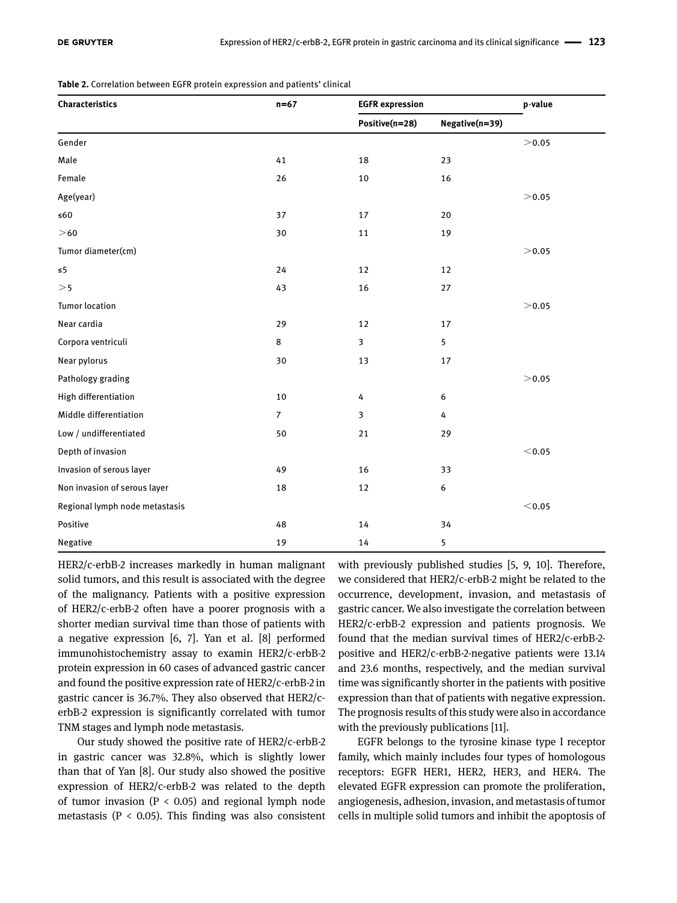**Table 2.** Correlation between EGFR protein expression and patients' clinical

| Characteristics | n=67 | EGFR expression | | p-value |
|---|---|---|---|---|
| | | Positive(n=28) | Negative(n=39) | |
| Gender | | | | >0.05 |
| Male | 41 | 18 | 23 | |
| Female | 26 | 10 | 16 | |
| Age(year) | | | | >0.05 |
| ≤60 | 37 | 17 | 20 | |
| >60 | 30 | 11 | 19 | |
| Tumor diameter(cm) | | | | >0.05 |
| ≤5 | 24 | 12 | 12 | |
| >5 | 43 | 16 | 27 | |
| Tumor location | | | | >0.05 |
| Near cardia | 29 | 12 | 17 | |
| Corpora ventriculi | 8 | 3 | 5 | |
| Near pylorus | 30 | 13 | 17 | |
| Pathology grading | | | | >0.05 |
| High differentiation | 10 | 4 | 6 | |
| Middle differentiation | 7 | 3 | 4 | |
| Low / undifferentiated | 50 | 21 | 29 | |
| Depth of invasion | | | | <0.05 |
| Invasion of serous layer | 49 | 16 | 33 | |
| Non invasion of serous layer | 18 | 12 | 6 | |
| Regional lymph node metastasis | | | | <0.05 |
| Positive | 48 | 14 | 34 | |
| Negative | 19 | 14 | 5 | |

HER2/c-erbB-2 increases markedly in human malignant solid tumors, and this result is associated with the degree of the malignancy. Patients with a positive expression of HER2/c-erbB-2 often have a poorer prognosis with a shorter median survival time than those of patients with a negative expression [6, 7]. Yan et al. [8] performed immunohistochemistry assay to examin HER2/c-erbB-2 protein expression in 60 cases of advanced gastric cancer and found the positive expression rate of HER2/c-erbB-2 in gastric cancer is 36.7%. They also observed that HER2/c-erbB-2 expression is significantly correlated with tumor TNM stages and lymph node metastasis.

Our study showed the positive rate of HER2/c-erbB-2 in gastric cancer was 32.8%, which is slightly lower than that of Yan [8]. Our study also showed the positive expression of HER2/c-erbB-2 was related to the depth of tumor invasion ($P < 0.05$) and regional lymph node metastasis ($P < 0.05$). This finding was also consistent with previously published studies [5, 9, 10]. Therefore, we considered that HER2/c-erbB-2 might be related to the occurrence, development, invasion, and metastasis of gastric cancer. We also investigate the correlation between HER2/c-erbB-2 expression and patients prognosis. We found that the median survival times of HER2/c-erbB-2-positive and HER2/c-erbB-2-negative patients were 13.14 and 23.6 months, respectively, and the median survival time was significantly shorter in the patients with positive expression than that of patients with negative expression. The prognosis results of this study were also in accordance with the previously publications [11].

EGFR belongs to the tyrosine kinase type I receptor family, which mainly includes four types of homologous receptors: EGFR HER1, HER2, HER3, and HER4. The elevated EGFR expression can promote the proliferation, angiogenesis, adhesion, invasion, and metastasis of tumor cells in multiple solid tumors and inhibit the apoptosis of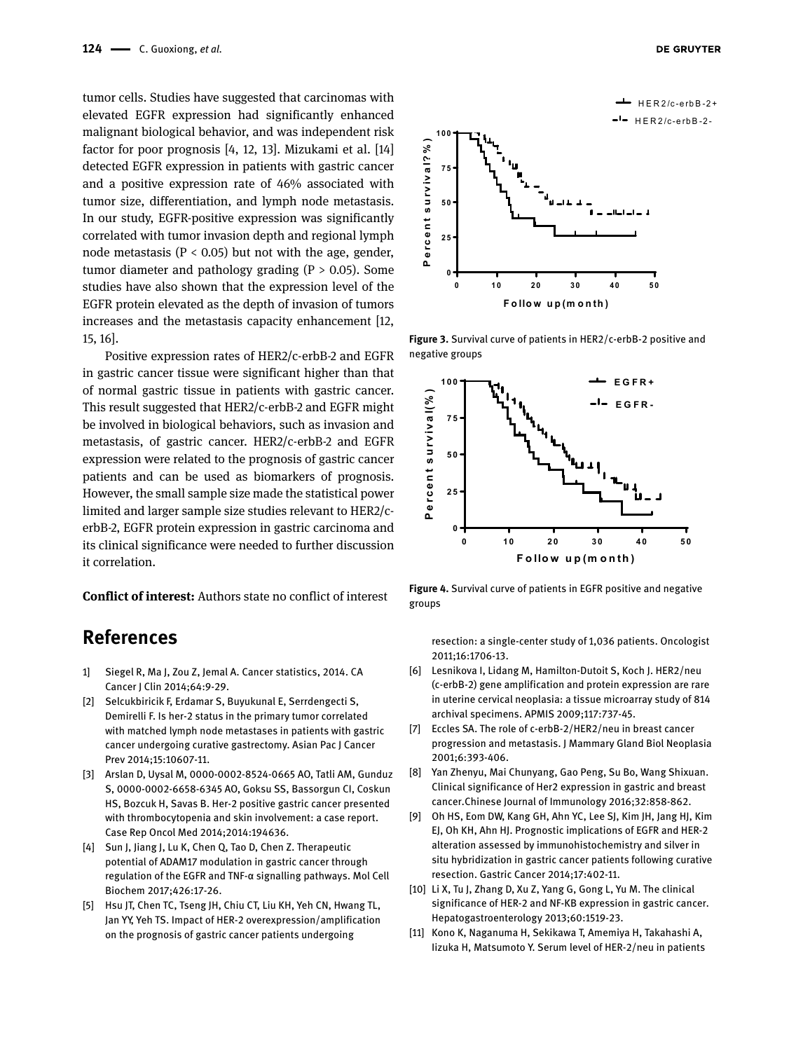tumor cells. Studies have suggested that carcinomas with elevated EGFR expression had significantly enhanced malignant biological behavior, and was independent risk factor for poor prognosis [4, 12, 13]. Mizukami et al. [14] detected EGFR expression in patients with gastric cancer and a positive expression rate of 46% associated with tumor size, differentiation, and lymph node metastasis. In our study, EGFR-positive expression was significantly correlated with tumor invasion depth and regional lymph node metastasis ($P < 0.05$) but not with the age, gender, tumor diameter and pathology grading ($P > 0.05$). Some studies have also shown that the expression level of the EGFR protein elevated as the depth of invasion of tumors increases and the metastasis capacity enhancement [12, 15, 16].

Positive expression rates of HER2/c-erbB-2 and EGFR in gastric cancer tissue were significant higher than that of normal gastric tissue in patients with gastric cancer. This result suggested that HER2/c-erbB-2 and EGFR might be involved in biological behaviors, such as invasion and metastasis, of gastric cancer. HER2/c-erbB-2 and EGFR expression were related to the prognosis of gastric cancer patients and can be used as biomarkers of prognosis. However, the small sample size made the statistical power limited and larger sample size studies relevant to HER2/c-erbB-2, EGFR protein expression in gastric carcinoma and its clinical significance were needed to further discussion it correlation.

**Conflict of interest:** Authors state no conflict of interest

Figure 3. Survival curve of patients in HER2/c-erbB-2 positive and negative groups

Figure 4. Survival curve of patients in EGFR positive and negative groups

# References

1] Siegel R, Ma J, Zou Z, Jemal A. Cancer statistics, 2014. CA Cancer J Clin 2014;64:9-29.

[2] Selcukbiricik F, Erdamar S, Buyukunal E, Serrdengecti S, Demirelli F. Is her-2 status in the primary tumor correlated with matched lymph node metastases in patients with gastric cancer undergoing curative gastrectomy. Asian Pac J Cancer Prev 2014;15:10607-11.

[3] Arslan D, Uysal M, 0000-0002-8524-0665 AO, Tatli AM, Gunduz S, 0000-0002-6658-6345 AO, Goksu SS, Bassorgun CI, Coskun HS, Bozcuk H, Savas B. Her-2 positive gastric cancer presented with thrombocytopenia and skin involvement: a case report. Case Rep Oncol Med 2014;2014:194636.

[4] Sun J, Jiang J, Lu K, Chen Q, Tao D, Chen Z. Therapeutic potential of ADAM17 modulation in gastric cancer through regulation of the EGFR and TNF-α signalling pathways. Mol Cell Biochem 2017;426:17-26.

[5] Hsu JT, Chen TC, Tseng JH, Chiu CT, Liu KH, Yeh CN, Hwang TL, Jan YY, Yeh TS. Impact of HER-2 overexpression/amplification on the prognosis of gastric cancer patients undergoing resection: a single-center study of 1,036 patients. Oncologist 2011;16:1706-13.

[6] Lesnikova I, Lidang M, Hamilton-Dutoit S, Koch J. HER2/neu (c-erbB-2) gene amplification and protein expression are rare in uterine cervical neoplasia: a tissue microarray study of 814 archival specimens. APMIS 2009;117:737-45.

[7] Eccles SA. The role of c-erbB-2/HER2/neu in breast cancer progression and metastasis. J Mammary Gland Biol Neoplasia 2001;6:393-406.

[8] Yan Zhenyu, Mai Chunyang, Gao Peng, Su Bo, Wang Shixuan. Clinical significance of Her2 expression in gastric and breast cancer.Chinese Journal of Immunology 2016;32:858-862.

[9] Oh HS, Eom DW, Kang GH, Ahn YC, Lee SJ, Kim JH, Jang HJ, Kim EJ, Oh KH, Ahn HJ. Prognostic implications of EGFR and HER-2 alteration assessed by immunohistochemistry and silver in situ hybridization in gastric cancer patients following curative resection. Gastric Cancer 2014;17:402-11.

[10] Li X, Tu J, Zhang D, Xu Z, Yang G, Gong L, Yu M. The clinical significance of HER-2 and NF-KB expression in gastric cancer. Hepatogastroenterology 2013;60:1519-23.

[11] Kono K, Naganuma H, Sekikawa T, Amemiya H, Takahashi A, Iizuka H, Matsumoto Y. Serum level of HER-2/neu in patients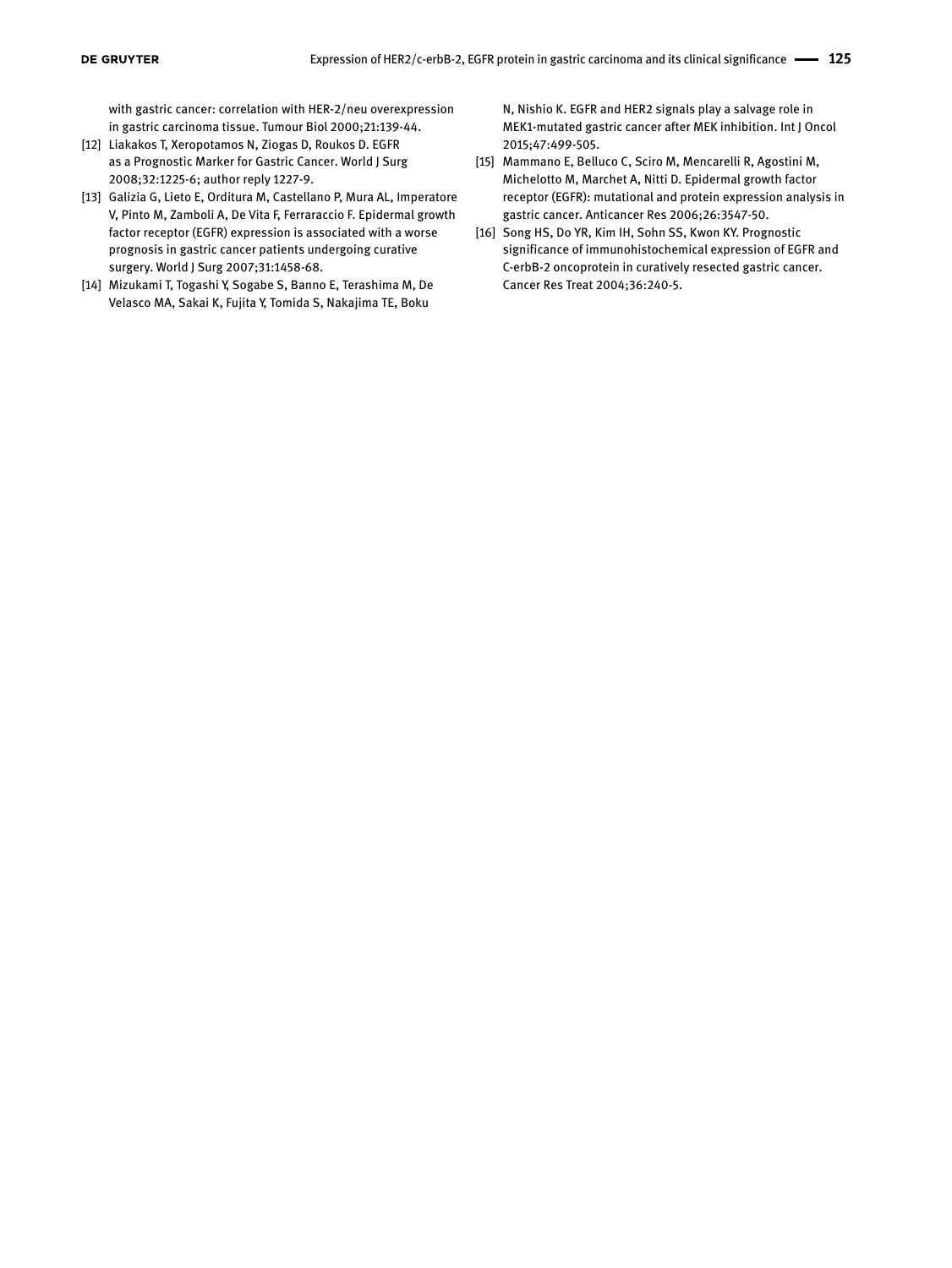with gastric cancer: correlation with HER-2/neu overexpression in gastric carcinoma tissue. Tumour Biol 2000;21:139-44.

[12] Liakakos T, Xeropotamos N, Ziogas D, Roukos D. EGFR as a Prognostic Marker for Gastric Cancer. World J Surg 2008;32:1225-6; author reply 1227-9.

[13] Galizia G, Lieto E, Orditura M, Castellano P, Mura AL, Imperatore V, Pinto M, Zamboli A, De Vita F, Ferraraccio F. Epidermal growth factor receptor (EGFR) expression is associated with a worse prognosis in gastric cancer patients undergoing curative surgery. World J Surg 2007;31:1458-68.

[14] Mizukami T, Togashi Y, Sogabe S, Banno E, Terashima M, De Velasco MA, Sakai K, Fujita Y, Tomida S, Nakajima TE, Boku N, Nishio K. EGFR and HER2 signals play a salvage role in MEK1-mutated gastric cancer after MEK inhibition. Int J Oncol 2015;47:499-505.

[15] Mammano E, Belluco C, Sciro M, Mencarelli R, Agostini M, Michelotto M, Marchet A, Nitti D. Epidermal growth factor receptor (EGFR): mutational and protein expression analysis in gastric cancer. Anticancer Res 2006;26:3547-50.

[16] Song HS, Do YR, Kim IH, Sohn SS, Kwon KY. Prognostic significance of immunohistochemical expression of EGFR and C-erbB-2 oncoprotein in curatively resected gastric cancer. Cancer Res Treat 2004;36:240-5.